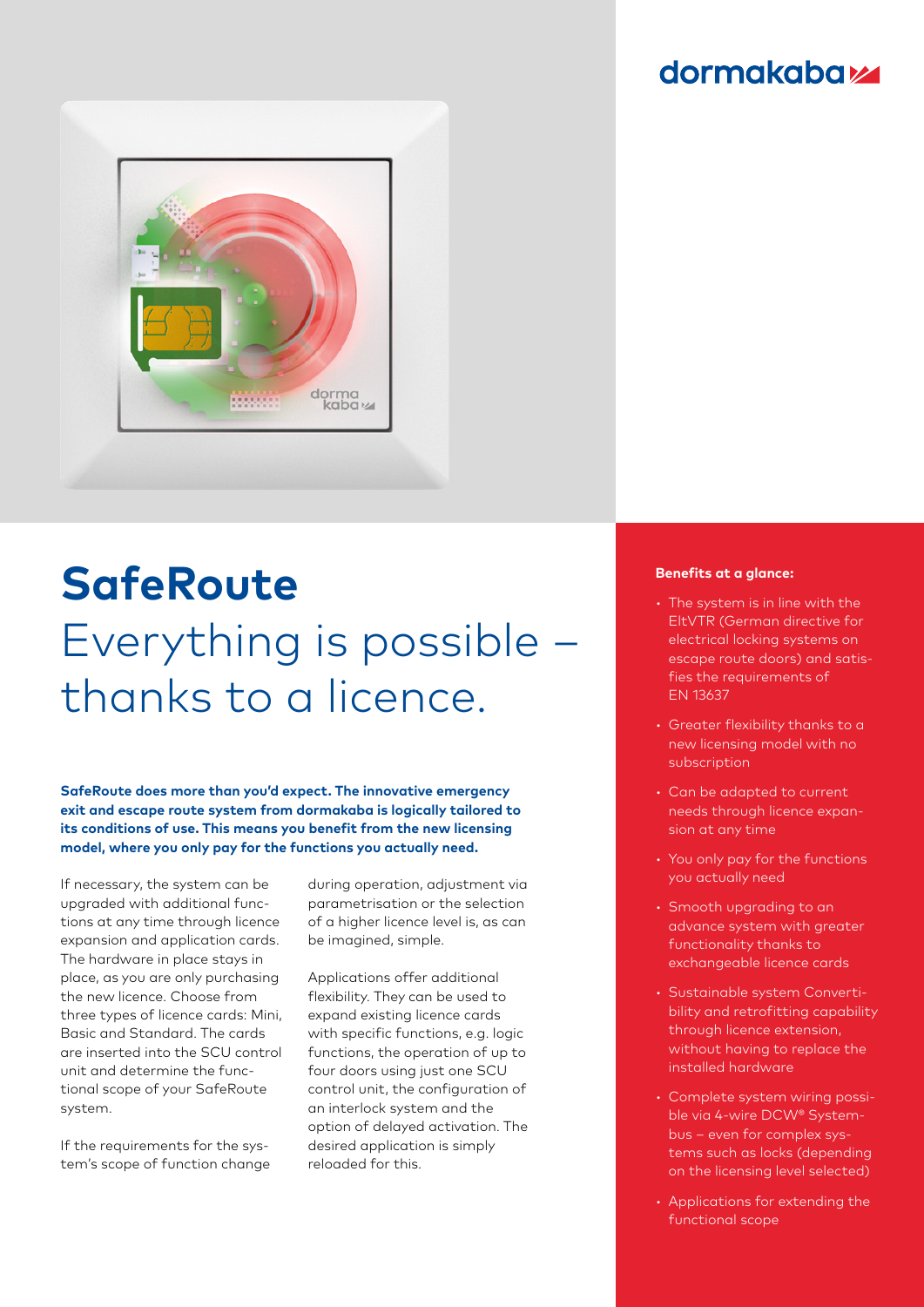# SafeRoute

## Everything is possible – thanks to a licence.

**SafeRoute does more than you'd expect. The innovative emergency exit and escape route system from dormakaba is logically tailored to its conditions of use. This means you benefit from the new licensing model, where you only pay for the functions you actually need.**

If necessary, the system can be upgraded with additional functions at any time through licence expansion and application cards. The hardware in place stays in place, as you are only purchasing the new licence. Choose from three types of licence cards: Mini, Basic and Standard. The cards are inserted into the SCU control unit and determine the functional scope of your SafeRoute system.

If the requirements for the system's scope of function change during operation, adjustment via parametrisation or the selection of a higher licence level is, as can be imagined, simple.

Applications offer additional flexibility. They can be used to expand existing licence cards with specific functions, e.g. logic functions, the operation of up to four doors using just one SCU control unit, the configuration of an interlock system and the option of delayed activation. The desired application is simply reloaded for this.

**Benefits at a glance:**

- The system is in line with the EltVTR (German directive for electrical locking systems on escape route doors) and satisfies the requirements of EN 13637
- Greater flexibility thanks to a new licensing model with no subscription
- Can be adapted to current needs through licence expansion at any time
- You only pay for the functions you actually need
- Smooth upgrading to an advance system with greater functionality thanks to exchangeable licence cards
- Sustainable system Convertibility and retrofitting capability through licence extension, without having to replace the installed hardware
- Complete system wiring possible via 4-wire DCW® Systembus – even for complex systems such as locks (depending on the licensing level selected)
- Applications for extending the functional scope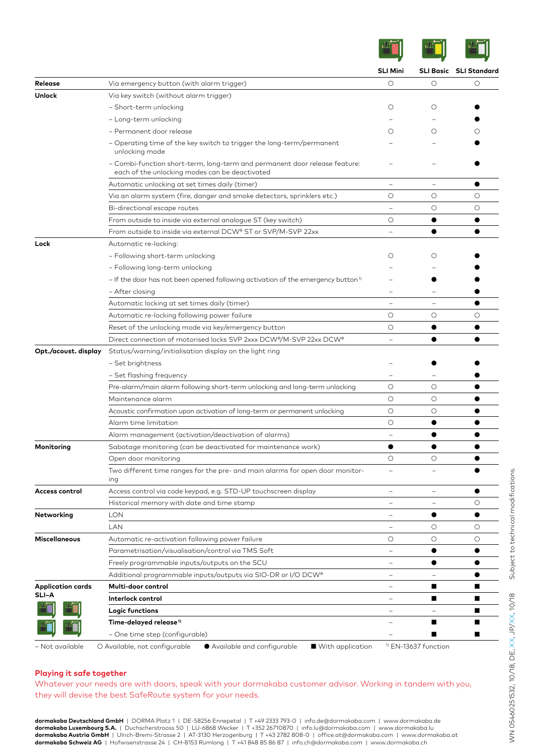| | | SLI Mini | SLI Basic | SLI Standard |
|---|---|---|---|---|
| **Release** | Via emergency button (with alarm trigger) | ○ | ○ | ○ |
| **Unlock** | Via key switch (without alarm trigger) | | | |
| | – Short-term unlocking | ○ | ○ | ● |
| | – Long-term unlocking | – | – | ● |
| | – Permanent door release | ○ | ○ | ○ |
| | – Operating time of the key switch to trigger the long-term/permanent unlocking mode | – | – | ● |
| | – Combi-function short-term, long-term and permanent door release feature: each of the unlocking modes can be deactivated | – | – | ● |
| | Automatic unlocking at set times daily (timer) | – | – | ● |
| | Via an alarm system (fire, danger and smoke detectors, sprinklers etc.) | ○ | ○ | ○ |
| | Bi-directional escape routes | – | ○ | ○ |
| | From outside to inside via external analogue ST (key switch) | ○ | ● | ● |
| | From outside to inside via external DCW® ST or SVP/M-SVP 22xx | – | ● | ● |
| **Lock** | Automatic re-locking: | | | |
| | – Following short-term unlocking | ○ | ○ | ● |
| | – Following long-term unlocking | – | – | ● |
| | – If the door has not been opened following activation of the emergency button[1] | – | ● | ● |
| | – After closing | – | – | ● |
| | Automatic locking at set times daily (timer) | – | – | ● |
| | Automatic re-locking following power failure | ○ | ○ | ○ |
| | Reset of the unlocking mode via key/emergency button | ○ | ● | ● |
| | Direct connection of motorised locks SVP 2xxx DCW®/M-SVP 22xx DCW® | – | ● | ● |
| **Opt./acoust. display** | Status/warning/initialisation display on the light ring | | | |
| | – Set brightness | – | ● | ● |
| | – Set flashing frequency | – | – | ● |
| | Pre-alarm/main alarm following short-term unlocking and long-term unlocking | ○ | ○ | ● |
| | Maintenance alarm | ○ | ○ | ● |
| | Acoustic confirmation upon activation of long-term or permanent unlocking | ○ | ○ | ● |
| | Alarm time limitation | ○ | ● | ● |
| | Alarm management (activation/deactivation of alarms) | – | ● | ● |
| **Monitoring** | Sabotage monitoring (can be deactivated for maintenance work) | ● | ● | ● |
| | Open door monitoring | ○ | ○ | ● |
| | Two different time ranges for the pre- and main alarms for open door monitoring | – | – | ● |
| **Access control** | Access control via code keypad, e.g. STD-UP touchscreen display | – | – | ● |
| | Historical memory with date and time stamp | – | – | ○ |
| **Networking** | LON | – | ● | ● |
| | LAN | – | ○ | ○ |
| **Miscellaneous** | Automatic re-activation following power failure | ○ | ○ | ○ |
| | Parametrisation/visualisation/control via TMS Soft | – | ● | ● |
| | Freely programmable inputs/outputs on the SCU | – | ● | ● |
| | Additional programmable inputs/outputs via SIO-DR or I/O DCW® | – | – | ● |
| **Application cards SLI–A** | **Multi-door control** | – | ■ | ■ |
| | **Interlock control** | – | ■ | ■ |
| | **Logic functions** | – | – | ■ |
| | **Time-delayed release[1]** | – | ■ | ■ |
| | – One time step (configurable) | – | ■ | ■ |

– Not available ○ Available, not configurable ● Available and configurable ■ With application [1] EN-13637 function

**Playing it safe together**

Whatever your needs are with doors, speak with your dormakaba customer advisor. Working in tandem with you, they will devise the best SafeRoute system for your needs.

**dormakaba Deutschland GmbH** | DORMA Platz 1 | DE-58256 Ennepetal | T +49 2333 793-0 | info.de@dormakaba.com | www.dormakaba.de
**dormakaba Luxembourg S.A.** | Duchscherstroos 50 | LU-6868 Wecker | T +352 26710870 | info.lu@dormakaba.com | www.dormakaba.lu
**dormakaba Austria GmbH** | Ulrich-Bremi-Strasse 2 | AT-3130 Herzogenburg | T +43 2782 808-0 | office.at@dormakaba.com | www.dormakaba.at
**dormakaba Schweiz AG** | Hofwisenstrasse 24 | CH-8153 Rümlang | T +41 848 85 86 87 | info.ch@dormakaba.com | www.dormakaba.ch

WN 05460251532, 10/18, DE, XX, JP/XX, 10/18 Subject to technical modifications.